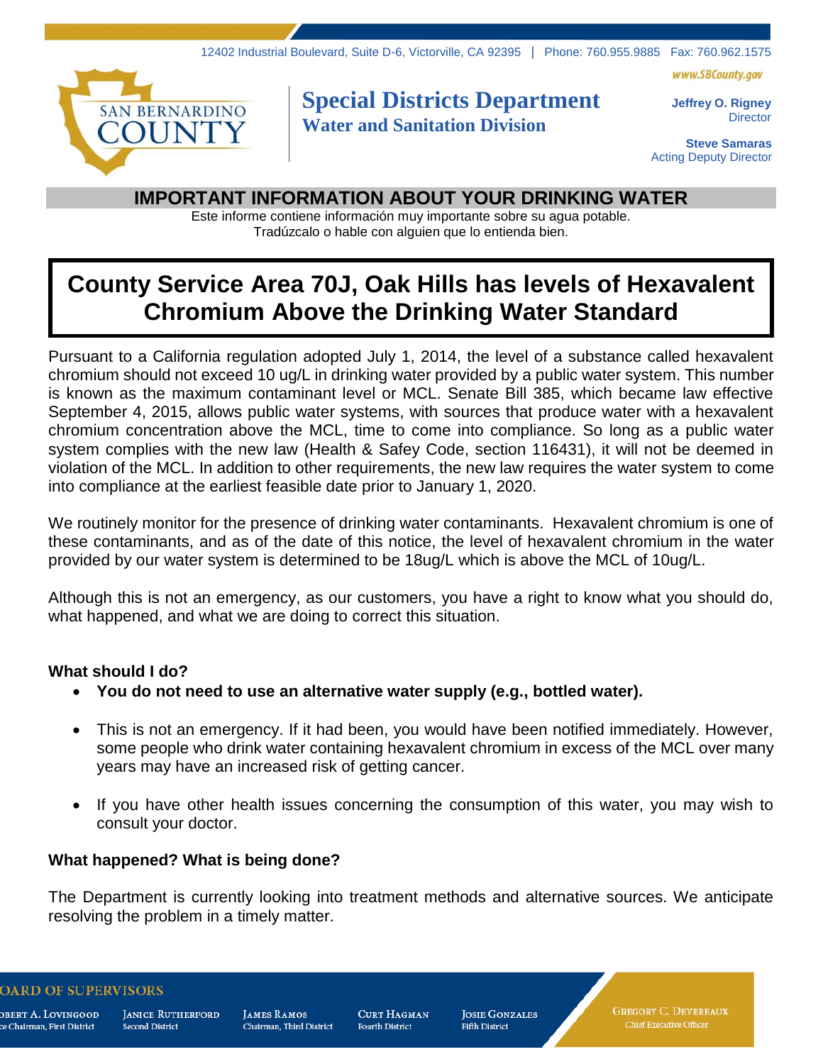12402 Industrial Boulevard, Suite D-6, Victorville, CA 92395 | Phone: 760.955.9885 Fax: 760.962.1575

www.SBCounty.gov

SAN BERNARDINO COUNTY

**Special Districts Department**
**Water and Sanitation Division**

**Jeffrey O. Rigney**
Director

**Steve Samaras**
Acting Deputy Director

## IMPORTANT INFORMATION ABOUT YOUR DRINKING WATER

Este informe contiene información muy importante sobre su agua potable.
Tradúzcalo o hable con alguien que lo entienda bien.

# County Service Area 70J, Oak Hills has levels of Hexavalent Chromium Above the Drinking Water Standard

Pursuant to a California regulation adopted July 1, 2014, the level of a substance called hexavalent chromium should not exceed 10 ug/L in drinking water provided by a public water system. This number is known as the maximum contaminant level or MCL. Senate Bill 385, which became law effective September 4, 2015, allows public water systems, with sources that produce water with a hexavalent chromium concentration above the MCL, time to come into compliance. So long as a public water system complies with the new law (Health & Safey Code, section 116431), it will not be deemed in violation of the MCL. In addition to other requirements, the new law requires the water system to come into compliance at the earliest feasible date prior to January 1, 2020.

We routinely monitor for the presence of drinking water contaminants. Hexavalent chromium is one of these contaminants, and as of the date of this notice, the level of hexavalent chromium in the water provided by our water system is determined to be 18ug/L which is above the MCL of 10ug/L.

Although this is not an emergency, as our customers, you have a right to know what you should do, what happened, and what we are doing to correct this situation.

**What should I do?**

- **You do not need to use an alternative water supply (e.g., bottled water).**
- This is not an emergency. If it had been, you would have been notified immediately. However, some people who drink water containing hexavalent chromium in excess of the MCL over many years may have an increased risk of getting cancer.
- If you have other health issues concerning the consumption of this water, you may wish to consult your doctor.

**What happened? What is being done?**

The Department is currently looking into treatment methods and alternative sources. We anticipate resolving the problem in a timely matter.

**BOARD OF SUPERVISORS**

Robert A. Lovingood, Vice Chairman, First District | Janice Rutherford, Second District | James Ramos, Chairman, Third District | Curt Hagman, Fourth District | Josie Gonzales, Fifth District | Gregory C. Devereaux, Chief Executive Officer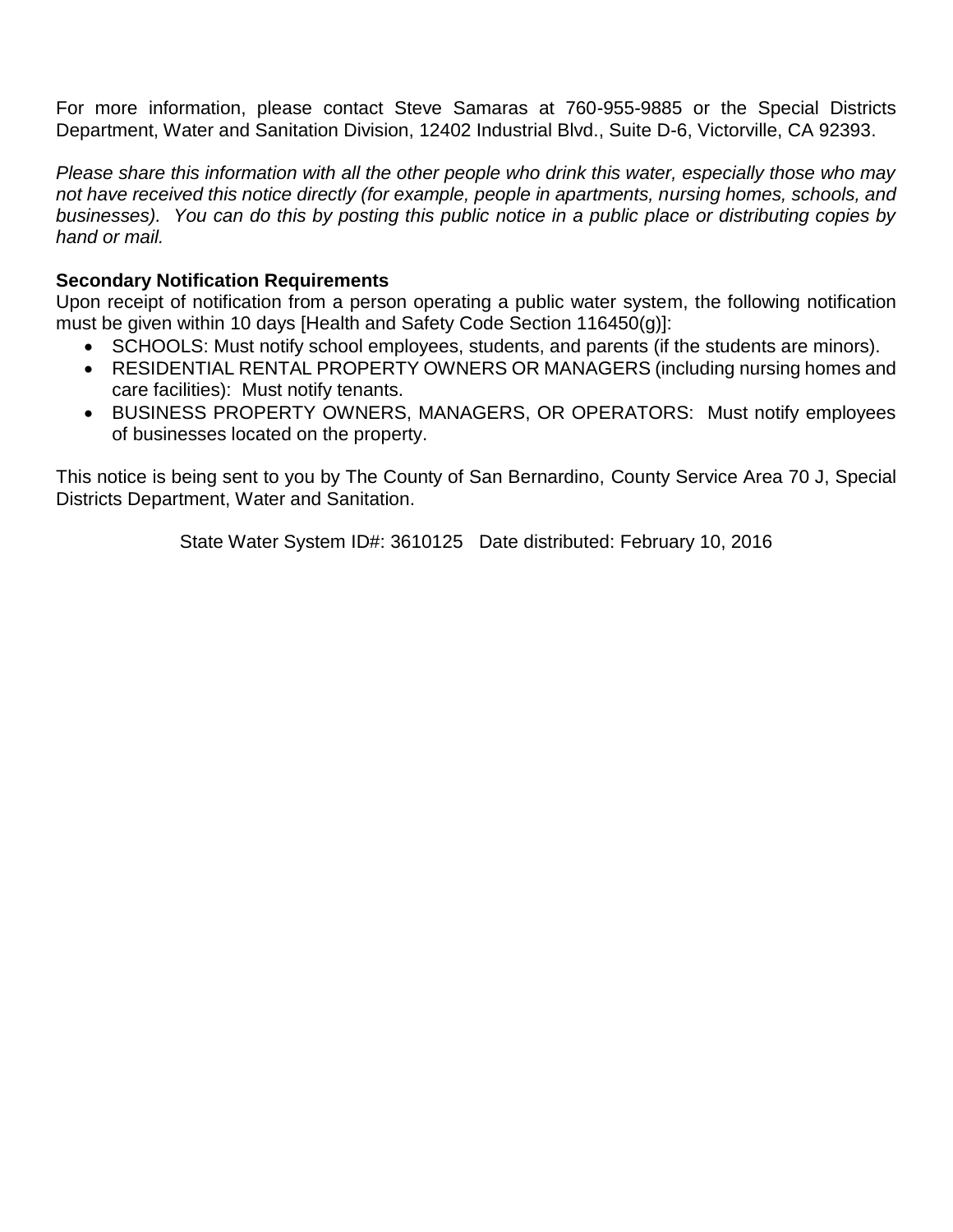For more information, please contact Steve Samaras at 760-955-9885 or the Special Districts Department, Water and Sanitation Division, 12402 Industrial Blvd., Suite D-6, Victorville, CA 92393.

*Please share this information with all the other people who drink this water, especially those who may not have received this notice directly (for example, people in apartments, nursing homes, schools, and businesses). You can do this by posting this public notice in a public place or distributing copies by hand or mail.*

**Secondary Notification Requirements**

Upon receipt of notification from a person operating a public water system, the following notification must be given within 10 days [Health and Safety Code Section 116450(g)]:

- SCHOOLS: Must notify school employees, students, and parents (if the students are minors).
- RESIDENTIAL RENTAL PROPERTY OWNERS OR MANAGERS (including nursing homes and care facilities): Must notify tenants.
- BUSINESS PROPERTY OWNERS, MANAGERS, OR OPERATORS: Must notify employees of businesses located on the property.

This notice is being sent to you by The County of San Bernardino, County Service Area 70 J, Special Districts Department, Water and Sanitation.

State Water System ID#: 3610125 Date distributed: February 10, 2016